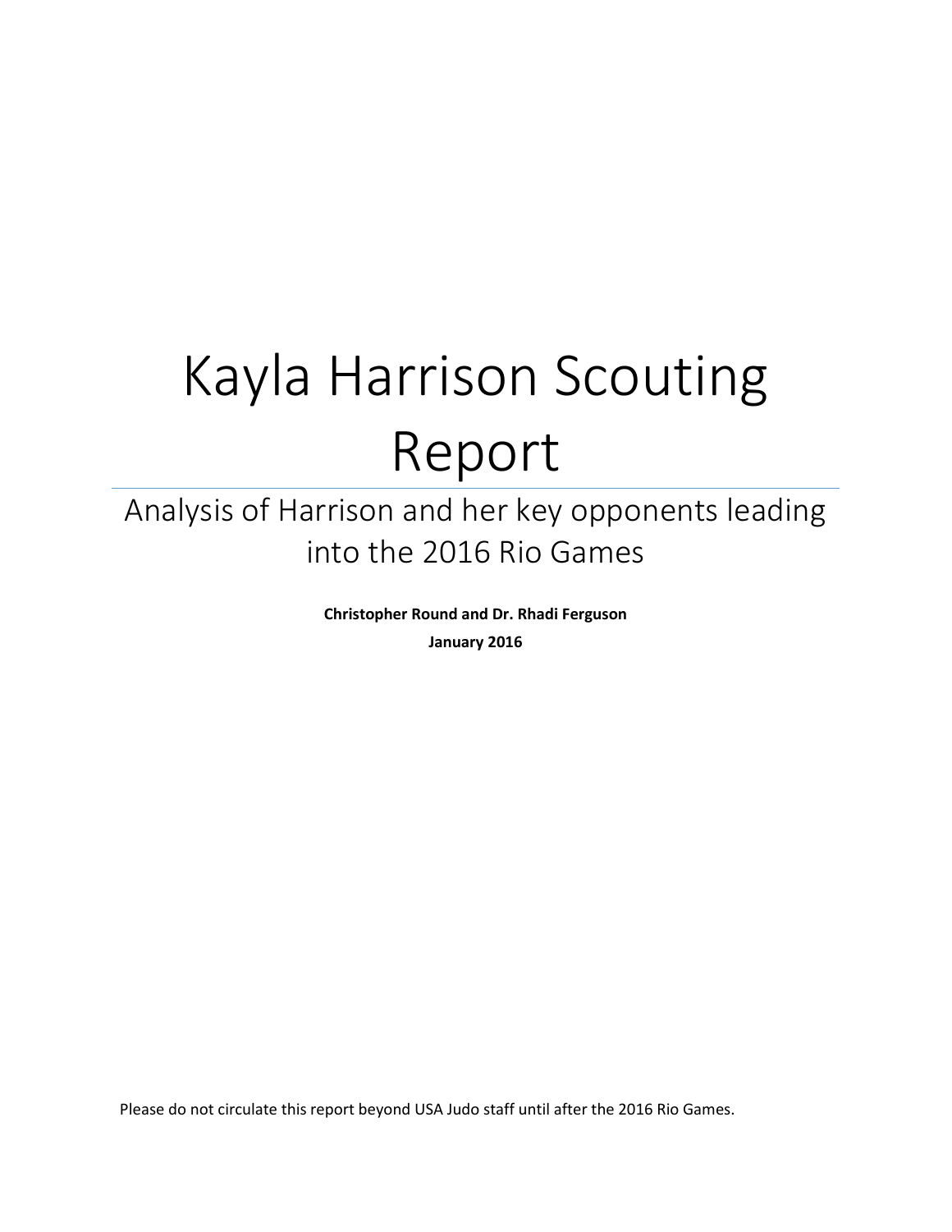# Kayla Harrison Scouting Report

## Analysis of Harrison and her key opponents leading into the 2016 Rio Games

**Christopher Round and Dr. Rhadi Ferguson**

**January 2016**

Please do not circulate this report beyond USA Judo staff until after the 2016 Rio Games.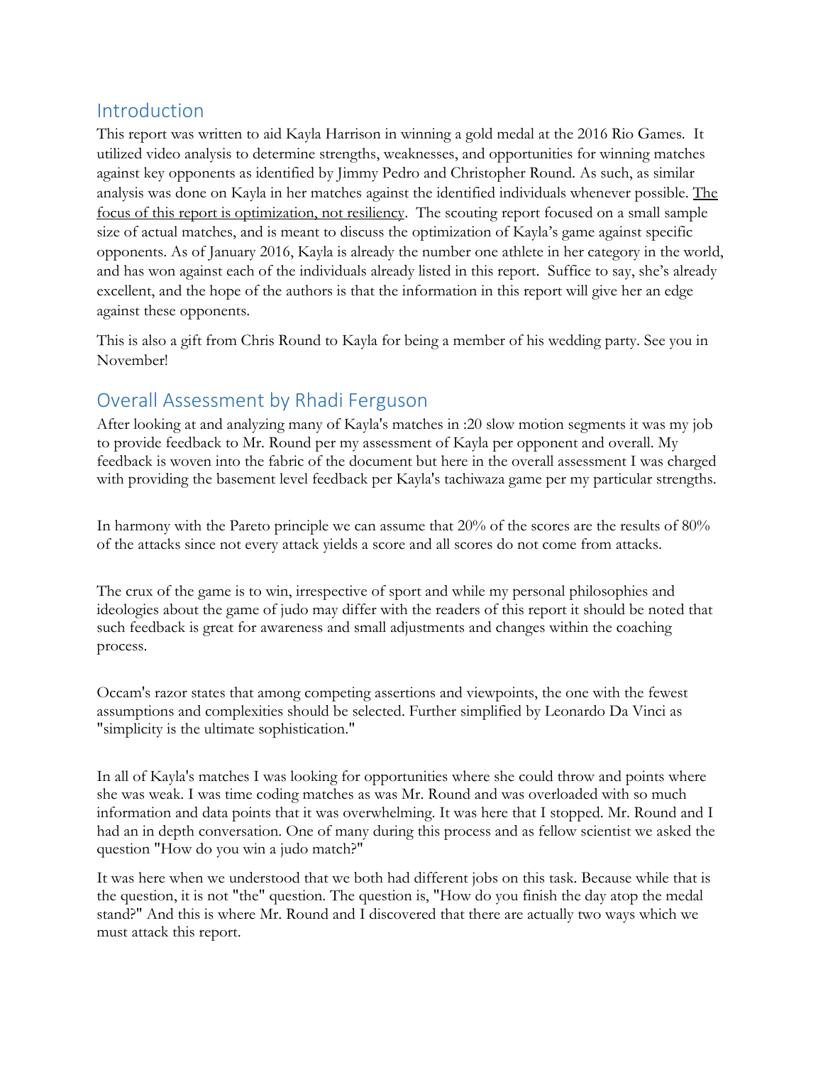## Introduction

This report was written to aid Kayla Harrison in winning a gold medal at the 2016 Rio Games. It utilized video analysis to determine strengths, weaknesses, and opportunities for winning matches against key opponents as identified by Jimmy Pedro and Christopher Round. As such, as similar analysis was done on Kayla in her matches against the identified individuals whenever possible. <u>The focus of this report is optimization, not resiliency</u>. The scouting report focused on a small sample size of actual matches, and is meant to discuss the optimization of Kayla's game against specific opponents. As of January 2016, Kayla is already the number one athlete in her category in the world, and has won against each of the individuals already listed in this report. Suffice to say, she's already excellent, and the hope of the authors is that the information in this report will give her an edge against these opponents.

This is also a gift from Chris Round to Kayla for being a member of his wedding party. See you in November!

## Overall Assessment by Rhadi Ferguson

After looking at and analyzing many of Kayla's matches in :20 slow motion segments it was my job to provide feedback to Mr. Round per my assessment of Kayla per opponent and overall. My feedback is woven into the fabric of the document but here in the overall assessment I was charged with providing the basement level feedback per Kayla's tachiwaza game per my particular strengths.

In harmony with the Pareto principle we can assume that 20% of the scores are the results of 80% of the attacks since not every attack yields a score and all scores do not come from attacks.

The crux of the game is to win, irrespective of sport and while my personal philosophies and ideologies about the game of judo may differ with the readers of this report it should be noted that such feedback is great for awareness and small adjustments and changes within the coaching process.

Occam's razor states that among competing assertions and viewpoints, the one with the fewest assumptions and complexities should be selected. Further simplified by Leonardo Da Vinci as "simplicity is the ultimate sophistication."

In all of Kayla's matches I was looking for opportunities where she could throw and points where she was weak. I was time coding matches as was Mr. Round and was overloaded with so much information and data points that it was overwhelming. It was here that I stopped. Mr. Round and I had an in depth conversation. One of many during this process and as fellow scientist we asked the question "How do you win a judo match?"

It was here when we understood that we both had different jobs on this task. Because while that is the question, it is not "the" question. The question is, "How do you finish the day atop the medal stand?" And this is where Mr. Round and I discovered that there are actually two ways which we must attack this report.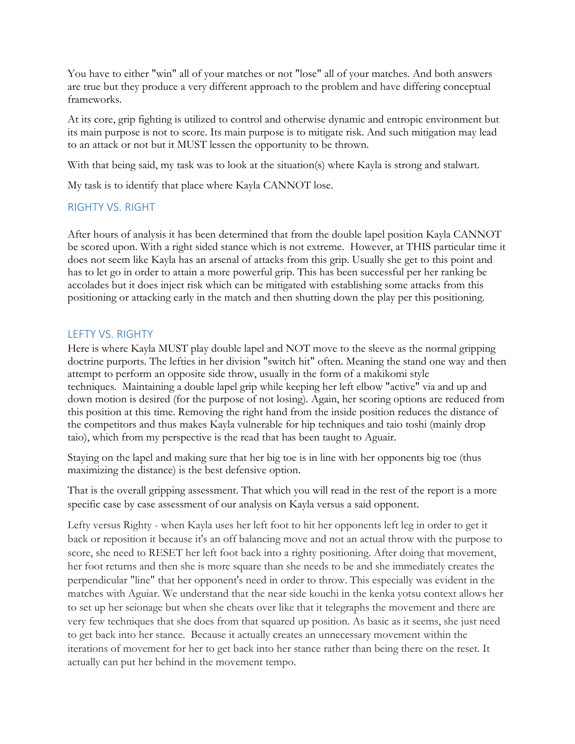You have to either "win" all of your matches or not "lose" all of your matches. And both answers are true but they produce a very different approach to the problem and have differing conceptual frameworks.

At its core, grip fighting is utilized to control and otherwise dynamic and entropic environment but its main purpose is not to score. Its main purpose is to mitigate risk. And such mitigation may lead to an attack or not but it MUST lessen the opportunity to be thrown.

With that being said, my task was to look at the situation(s) where Kayla is strong and stalwart.

My task is to identify that place where Kayla CANNOT lose.

## RIGHTY VS. RIGHT

After hours of analysis it has been determined that from the double lapel position Kayla CANNOT be scored upon. With a right sided stance which is not extreme. However, at THIS particular time it does not seem like Kayla has an arsenal of attacks from this grip. Usually she get to this point and has to let go in order to attain a more powerful grip. This has been successful per her ranking be accolades but it does inject risk which can be mitigated with establishing some attacks from this positioning or attacking early in the match and then shutting down the play per this positioning.

## LEFTY VS. RIGHTY

Here is where Kayla MUST play double lapel and NOT move to the sleeve as the normal gripping doctrine purports. The lefties in her division "switch hit" often. Meaning the stand one way and then attempt to perform an opposite side throw, usually in the form of a makikomi style techniques. Maintaining a double lapel grip while keeping her left elbow "active" via and up and down motion is desired (for the purpose of not losing). Again, her scoring options are reduced from this position at this time. Removing the right hand from the inside position reduces the distance of the competitors and thus makes Kayla vulnerable for hip techniques and taio toshi (mainly drop taio), which from my perspective is the read that has been taught to Aguair.

Staying on the lapel and making sure that her big toe is in line with her opponents big toe (thus maximizing the distance) is the best defensive option.

That is the overall gripping assessment. That which you will read in the rest of the report is a more specific case by case assessment of our analysis on Kayla versus a said opponent.

Lefty versus Righty - when Kayla uses her left foot to hit her opponents left leg in order to get it back or reposition it because it's an off balancing move and not an actual throw with the purpose to score, she need to RESET her left foot back into a righty positioning. After doing that movement, her foot returns and then she is more square than she needs to be and she immediately creates the perpendicular "line" that her opponent's need in order to throw. This especially was evident in the matches with Aguiar. We understand that the near side kouchi in the kenka yotsu context allows her to set up her seionage but when she cheats over like that it telegraphs the movement and there are very few techniques that she does from that squared up position. As basic as it seems, she just need to get back into her stance. Because it actually creates an unnecessary movement within the iterations of movement for her to get back into her stance rather than being there on the reset. It actually can put her behind in the movement tempo.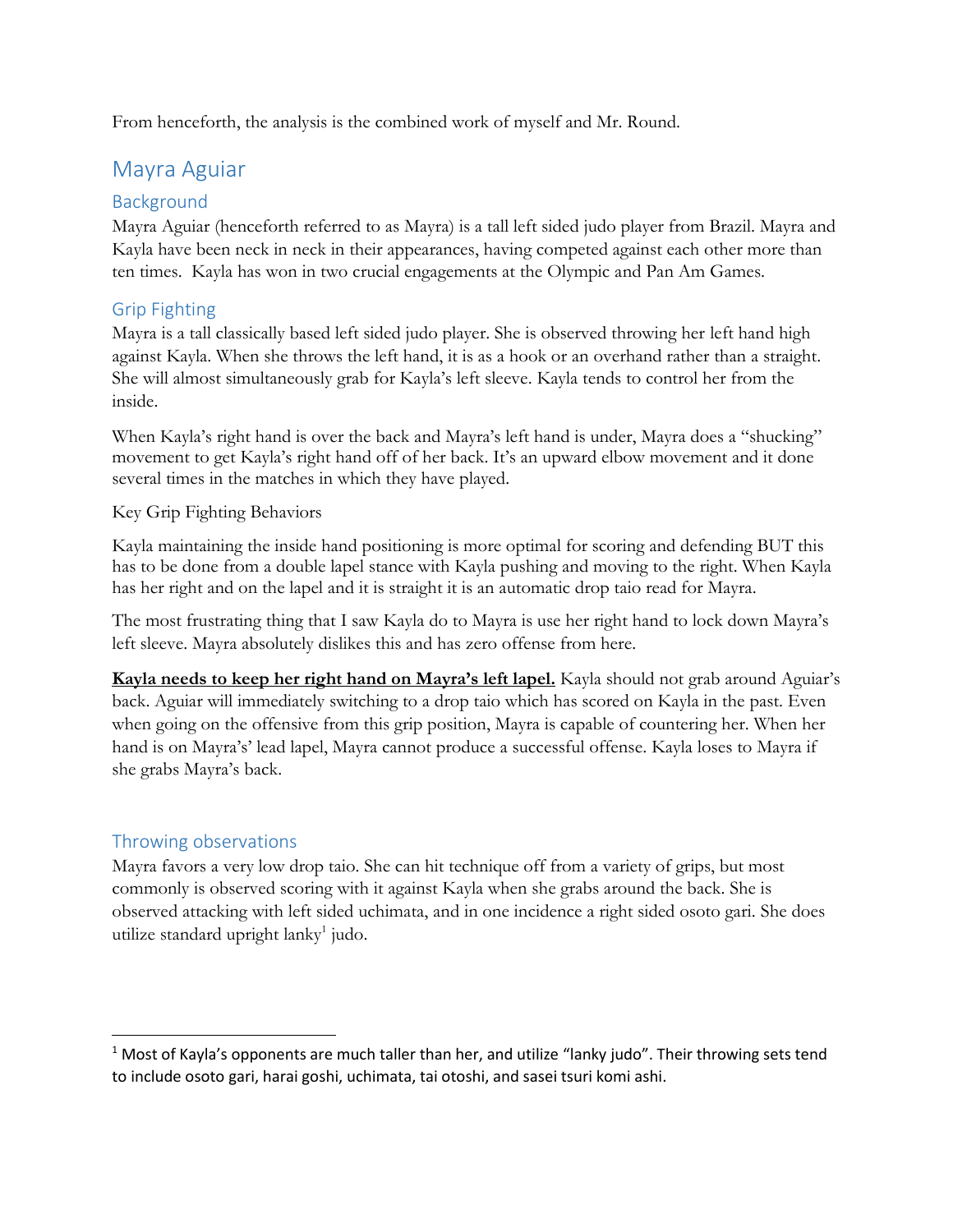From henceforth, the analysis is the combined work of myself and Mr. Round.

# Mayra Aguiar

## Background

Mayra Aguiar (henceforth referred to as Mayra) is a tall left sided judo player from Brazil. Mayra and Kayla have been neck in neck in their appearances, having competed against each other more than ten times. Kayla has won in two crucial engagements at the Olympic and Pan Am Games.

## Grip Fighting

Mayra is a tall classically based left sided judo player. She is observed throwing her left hand high against Kayla. When she throws the left hand, it is as a hook or an overhand rather than a straight. She will almost simultaneously grab for Kayla's left sleeve. Kayla tends to control her from the inside.

When Kayla's right hand is over the back and Mayra's left hand is under, Mayra does a "shucking" movement to get Kayla's right hand off of her back. It's an upward elbow movement and it done several times in the matches in which they have played.

Key Grip Fighting Behaviors

Kayla maintaining the inside hand positioning is more optimal for scoring and defending BUT this has to be done from a double lapel stance with Kayla pushing and moving to the right. When Kayla has her right and on the lapel and it is straight it is an automatic drop taio read for Mayra.

The most frustrating thing that I saw Kayla do to Mayra is use her right hand to lock down Mayra's left sleeve. Mayra absolutely dislikes this and has zero offense from here.

**<u>Kayla needs to keep her right hand on Mayra's left lapel.</u>** Kayla should not grab around Aguiar's back. Aguiar will immediately switching to a drop taio which has scored on Kayla in the past. Even when going on the offensive from this grip position, Mayra is capable of countering her. When her hand is on Mayra's' lead lapel, Mayra cannot produce a successful offense. Kayla loses to Mayra if she grabs Mayra's back.

## Throwing observations

Mayra favors a very low drop taio. She can hit technique off from a variety of grips, but most commonly is observed scoring with it against Kayla when she grabs around the back. She is observed attacking with left sided uchimata, and in one incidence a right sided osoto gari. She does utilize standard upright lanky[1] judo.

---

[1] Most of Kayla's opponents are much taller than her, and utilize "lanky judo". Their throwing sets tend to include osoto gari, harai goshi, uchimata, tai otoshi, and sasei tsuri komi ashi.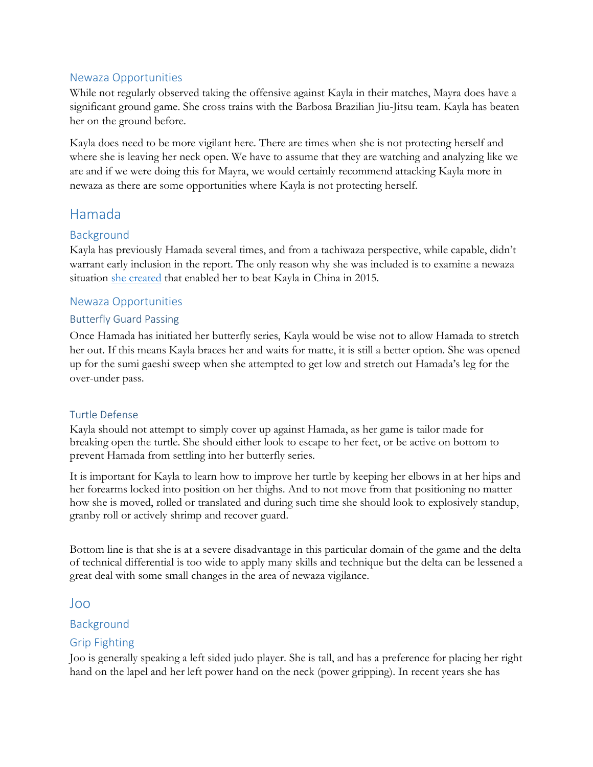### Newaza Opportunities

While not regularly observed taking the offensive against Kayla in their matches, Mayra does have a significant ground game. She cross trains with the Barbosa Brazilian Jiu-Jitsu team. Kayla has beaten her on the ground before.

Kayla does need to be more vigilant here. There are times when she is not protecting herself and where she is leaving her neck open. We have to assume that they are watching and analyzing like we are and if we were doing this for Mayra, we would certainly recommend attacking Kayla more in newaza as there are some opportunities where Kayla is not protecting herself.

## Hamada

### Background

Kayla has previously Hamada several times, and from a tachiwaza perspective, while capable, didn't warrant early inclusion in the report. The only reason why she was included is to examine a newaza situation she created that enabled her to beat Kayla in China in 2015.

### Newaza Opportunities

#### Butterfly Guard Passing

Once Hamada has initiated her butterfly series, Kayla would be wise not to allow Hamada to stretch her out. If this means Kayla braces her and waits for matte, it is still a better option. She was opened up for the sumi gaeshi sweep when she attempted to get low and stretch out Hamada's leg for the over-under pass.

#### Turtle Defense

Kayla should not attempt to simply cover up against Hamada, as her game is tailor made for breaking open the turtle. She should either look to escape to her feet, or be active on bottom to prevent Hamada from settling into her butterfly series.

It is important for Kayla to learn how to improve her turtle by keeping her elbows in at her hips and her forearms locked into position on her thighs. And to not move from that positioning no matter how she is moved, rolled or translated and during such time she should look to explosively standup, granby roll or actively shrimp and recover guard.

Bottom line is that she is at a severe disadvantage in this particular domain of the game and the delta of technical differential is too wide to apply many skills and technique but the delta can be lessened a great deal with some small changes in the area of newaza vigilance.

## Joo

### Background

### Grip Fighting

Joo is generally speaking a left sided judo player. She is tall, and has a preference for placing her right hand on the lapel and her left power hand on the neck (power gripping). In recent years she has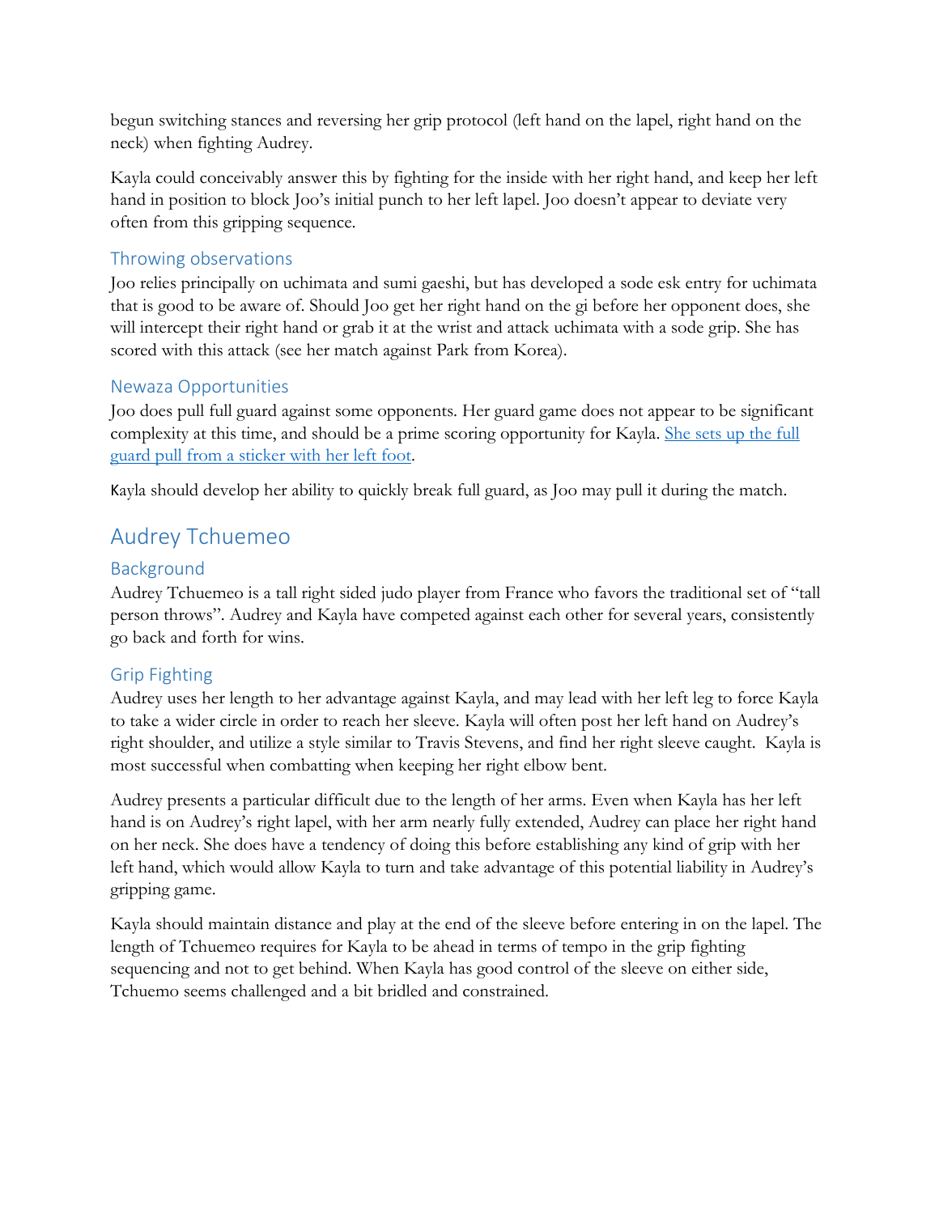begun switching stances and reversing her grip protocol (left hand on the lapel, right hand on the neck) when fighting Audrey.

Kayla could conceivably answer this by fighting for the inside with her right hand, and keep her left hand in position to block Joo's initial punch to her left lapel. Joo doesn't appear to deviate very often from this gripping sequence.

### Throwing observations

Joo relies principally on uchimata and sumi gaeshi, but has developed a sode esk entry for uchimata that is good to be aware of. Should Joo get her right hand on the gi before her opponent does, she will intercept their right hand or grab it at the wrist and attack uchimata with a sode grip. She has scored with this attack (see her match against Park from Korea).

### Newaza Opportunities

Joo does pull full guard against some opponents. Her guard game does not appear to be significant complexity at this time, and should be a prime scoring opportunity for Kayla. She sets up the full guard pull from a sticker with her left foot.

Kayla should develop her ability to quickly break full guard, as Joo may pull it during the match.

## Audrey Tchuemeo

### Background

Audrey Tchuemeo is a tall right sided judo player from France who favors the traditional set of "tall person throws". Audrey and Kayla have competed against each other for several years, consistently go back and forth for wins.

### Grip Fighting

Audrey uses her length to her advantage against Kayla, and may lead with her left leg to force Kayla to take a wider circle in order to reach her sleeve. Kayla will often post her left hand on Audrey's right shoulder, and utilize a style similar to Travis Stevens, and find her right sleeve caught. Kayla is most successful when combatting when keeping her right elbow bent.

Audrey presents a particular difficult due to the length of her arms. Even when Kayla has her left hand is on Audrey's right lapel, with her arm nearly fully extended, Audrey can place her right hand on her neck. She does have a tendency of doing this before establishing any kind of grip with her left hand, which would allow Kayla to turn and take advantage of this potential liability in Audrey's gripping game.

Kayla should maintain distance and play at the end of the sleeve before entering in on the lapel. The length of Tchuemeo requires for Kayla to be ahead in terms of tempo in the grip fighting sequencing and not to get behind. When Kayla has good control of the sleeve on either side, Tchuemo seems challenged and a bit bridled and constrained.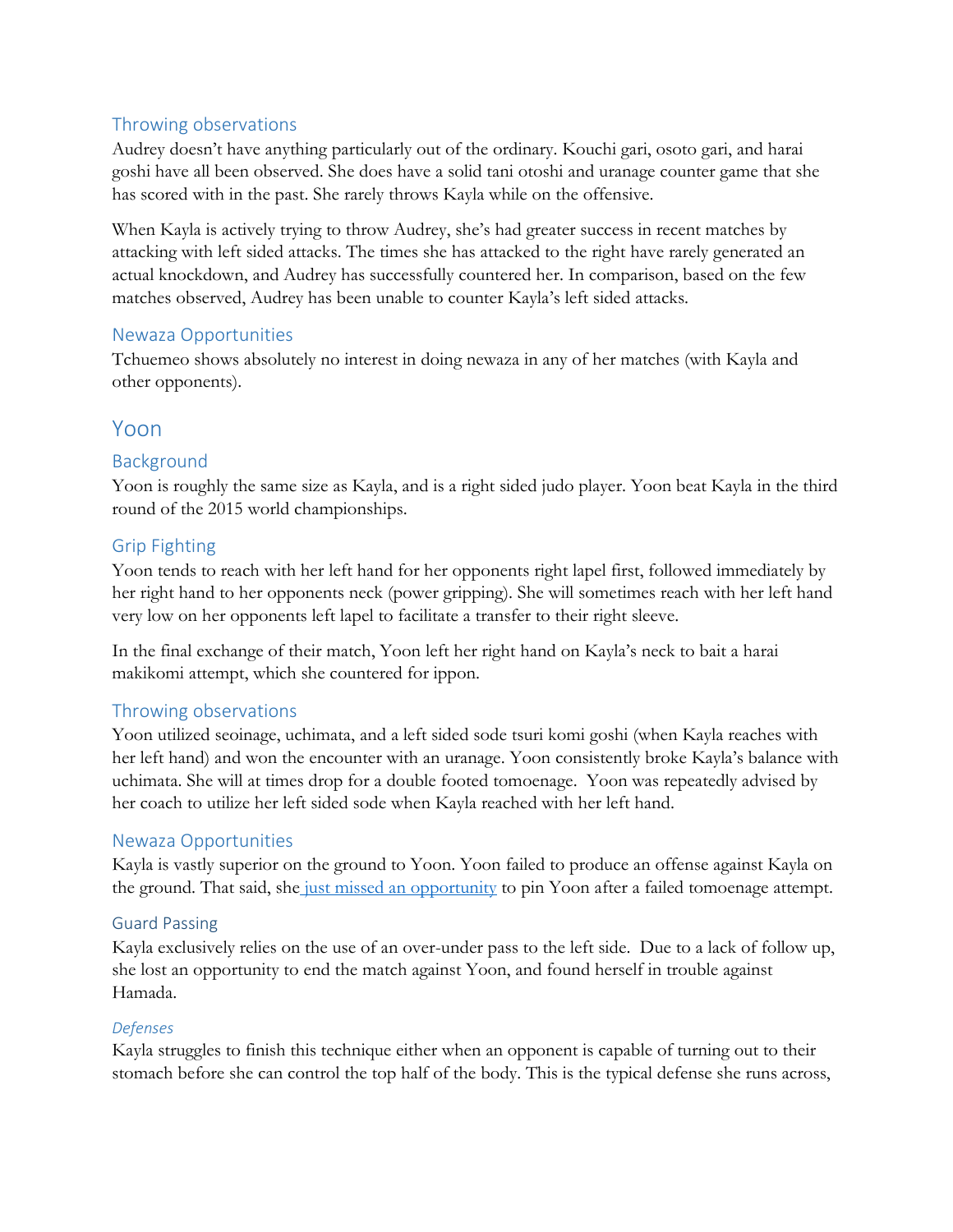### Throwing observations

Audrey doesn't have anything particularly out of the ordinary. Kouchi gari, osoto gari, and harai goshi have all been observed. She does have a solid tani otoshi and uranage counter game that she has scored with in the past. She rarely throws Kayla while on the offensive.

When Kayla is actively trying to throw Audrey, she's had greater success in recent matches by attacking with left sided attacks. The times she has attacked to the right have rarely generated an actual knockdown, and Audrey has successfully countered her. In comparison, based on the few matches observed, Audrey has been unable to counter Kayla's left sided attacks.

### Newaza Opportunities

Tchuemeo shows absolutely no interest in doing newaza in any of her matches (with Kayla and other opponents).

## Yoon

### Background

Yoon is roughly the same size as Kayla, and is a right sided judo player. Yoon beat Kayla in the third round of the 2015 world championships.

### Grip Fighting

Yoon tends to reach with her left hand for her opponents right lapel first, followed immediately by her right hand to her opponents neck (power gripping). She will sometimes reach with her left hand very low on her opponents left lapel to facilitate a transfer to their right sleeve.

In the final exchange of their match, Yoon left her right hand on Kayla's neck to bait a harai makikomi attempt, which she countered for ippon.

### Throwing observations

Yoon utilized seoinage, uchimata, and a left sided sode tsuri komi goshi (when Kayla reaches with her left hand) and won the encounter with an uranage. Yoon consistently broke Kayla's balance with uchimata. She will at times drop for a double footed tomoenage. Yoon was repeatedly advised by her coach to utilize her left sided sode when Kayla reached with her left hand.

### Newaza Opportunities

Kayla is vastly superior on the ground to Yoon. Yoon failed to produce an offense against Kayla on the ground. That said, she just missed an opportunity to pin Yoon after a failed tomoenage attempt.

#### Guard Passing

Kayla exclusively relies on the use of an over-under pass to the left side. Due to a lack of follow up, she lost an opportunity to end the match against Yoon, and found herself in trouble against Hamada.

##### *Defenses*

Kayla struggles to finish this technique either when an opponent is capable of turning out to their stomach before she can control the top half of the body. This is the typical defense she runs across,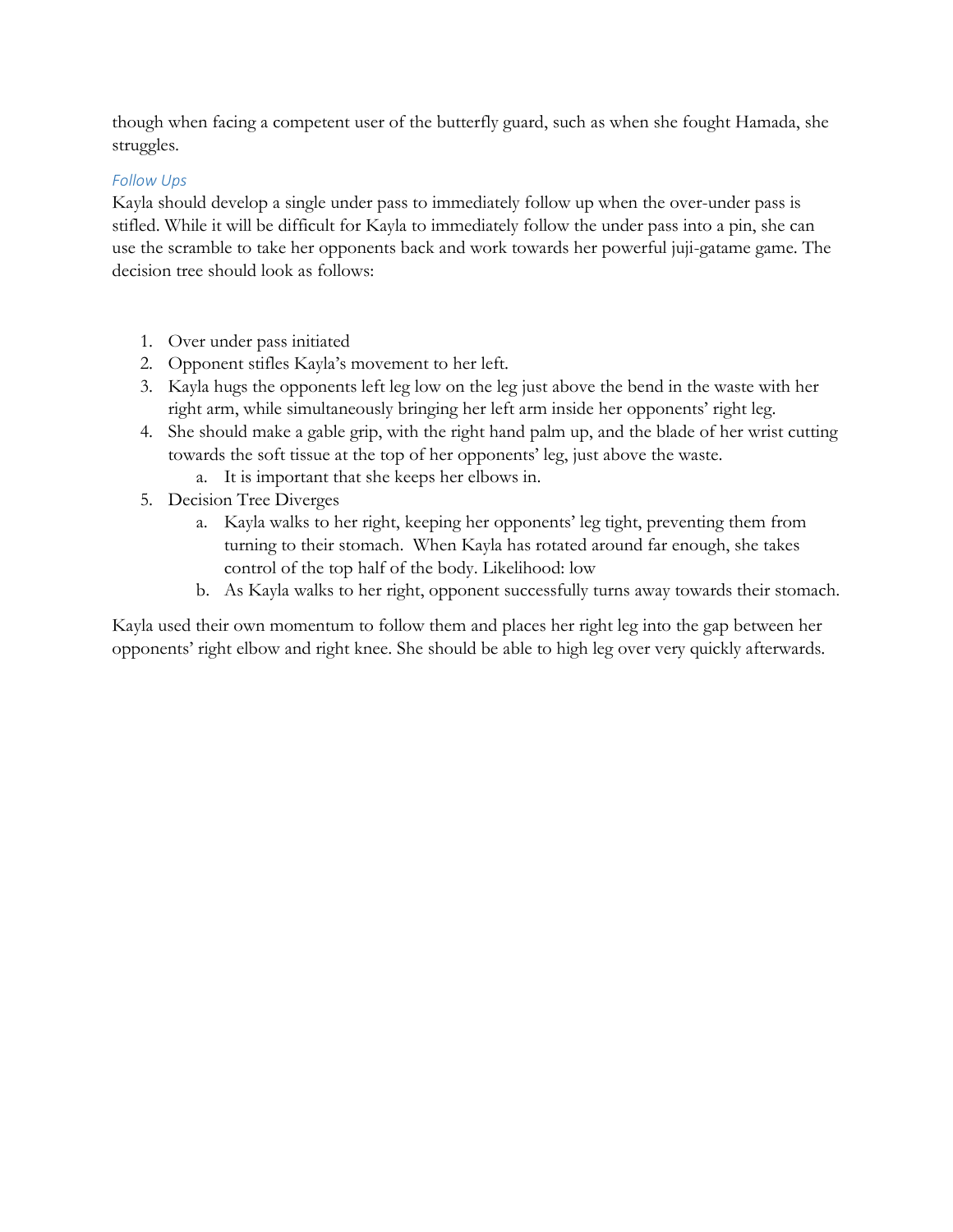though when facing a competent user of the butterfly guard, such as when she fought Hamada, she struggles.

### *Follow Ups*

Kayla should develop a single under pass to immediately follow up when the over-under pass is stifled. While it will be difficult for Kayla to immediately follow the under pass into a pin, she can use the scramble to take her opponents back and work towards her powerful juji-gatame game. The decision tree should look as follows:

1. Over under pass initiated
2. Opponent stifles Kayla's movement to her left.
3. Kayla hugs the opponents left leg low on the leg just above the bend in the waste with her right arm, while simultaneously bringing her left arm inside her opponents' right leg.
4. She should make a gable grip, with the right hand palm up, and the blade of her wrist cutting towards the soft tissue at the top of her opponents' leg, just above the waste.
    a. It is important that she keeps her elbows in.
5. Decision Tree Diverges
    a. Kayla walks to her right, keeping her opponents' leg tight, preventing them from turning to their stomach. When Kayla has rotated around far enough, she takes control of the top half of the body. Likelihood: low
    b. As Kayla walks to her right, opponent successfully turns away towards their stomach.

Kayla used their own momentum to follow them and places her right leg into the gap between her opponents' right elbow and right knee. She should be able to high leg over very quickly afterwards.